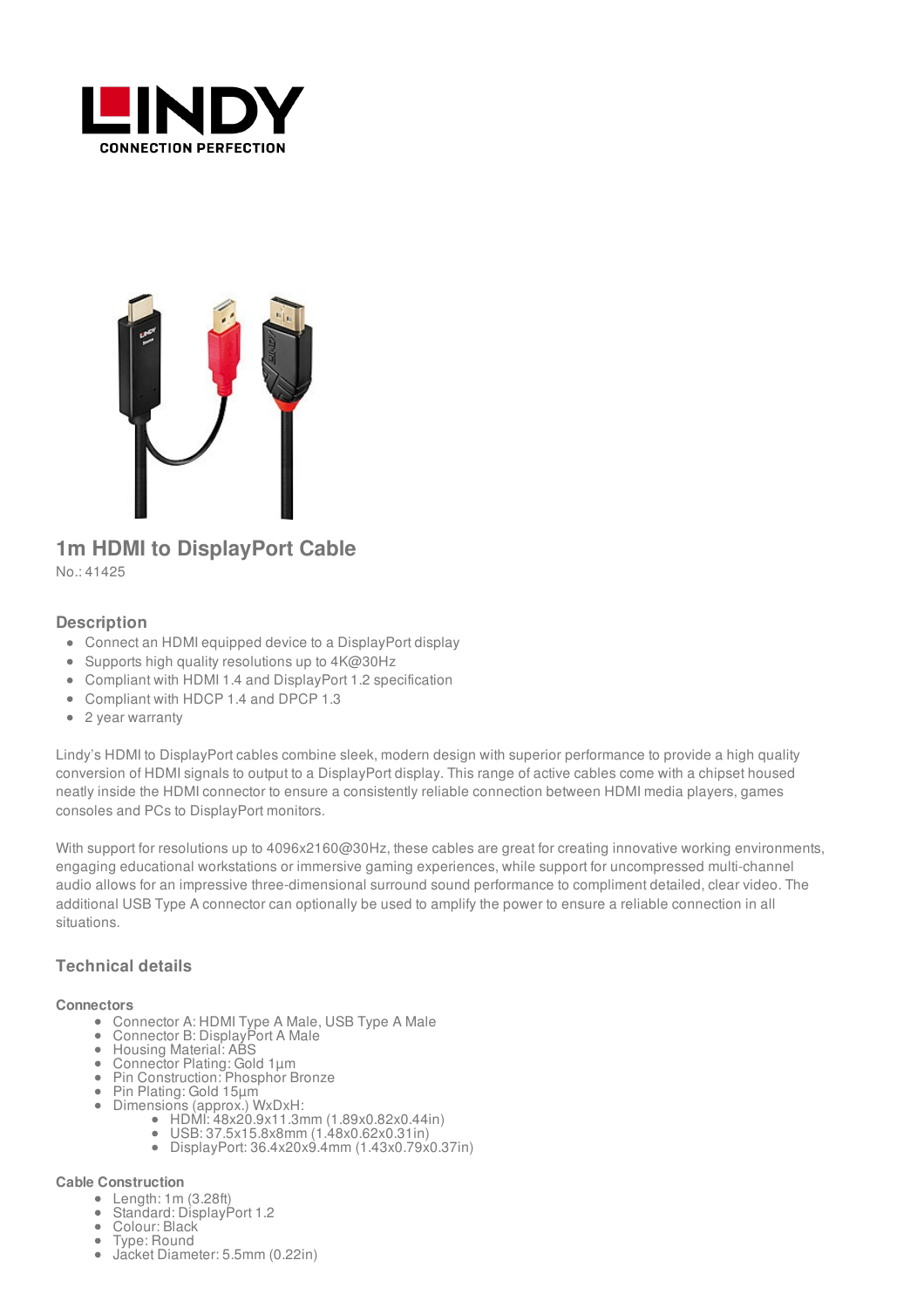# 1m HDMI to DisplayPort Cable

No.: 41425

## Description

- Connect an HDMI equipped device to a DisplayPort display
- Supports high quality resolutions up to 4K@30Hz
- Compliant with HDMI 1.4 and DisplayPort 1.2 specification
- Compliant with HDCP 1.4 and DPCP 1.3
- 2 year warranty

Lindy's HDMI to DisplayPort cables combine sleek, modern design with superior performance to provide a high quality conversion of HDMI signals to output to a DisplayPort display. This range of active cables come with a chipset housed neatly inside the HDMI connector to ensure a consistently reliable connection between HDMI media players, games consoles and PCs to DisplayPort monitors.

With support for resolutions up to 4096x2160@30Hz, these cables are great for creating innovative working environments, engaging educational workstations or immersive gaming experiences, while support for uncompressed multi-channel audio allows for an impressive three-dimensional surround sound performance to compliment detailed, clear video. The additional USB Type A connector can optionally be used to amplify the power to ensure a reliable connection in all situations.

## Technical details

### Connectors

- Connector A: HDMI Type A Male, USB Type A Male
- Connector B: DisplayPort A Male
- Housing Material: ABS
- Connector Plating: Gold 1µm
- Pin Construction: Phosphor Bronze
- Pin Plating: Gold 15µm
- Dimensions (approx.) WxDxH:
  - HDMI: 48x20.9x11.3mm (1.89x0.82x0.44in)
  - USB: 37.5x15.8x8mm (1.48x0.62x0.31in)
  - DisplayPort: 36.4x20x9.4mm (1.43x0.79x0.37in)

### Cable Construction

- Length: 1m (3.28ft)
- Standard: DisplayPort 1.2
- Colour: Black
- Type: Round
- Jacket Diameter: 5.5mm (0.22in)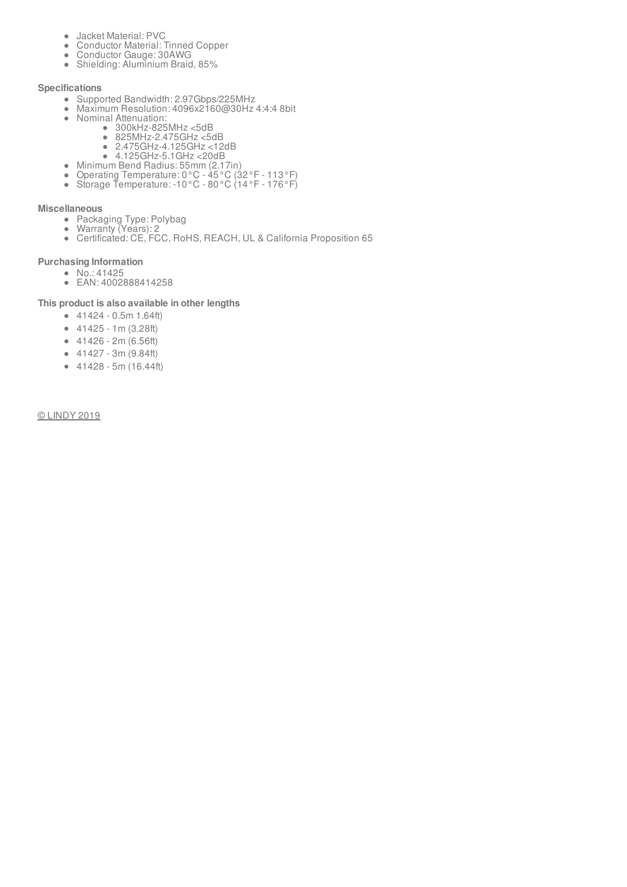- Jacket Material: PVC
- Conductor Material: Tinned Copper
- Conductor Gauge: 30AWG
- Shielding: Aluminium Braid, 85%

**Specifications**

- Supported Bandwidth: 2.97Gbps/225MHz
- Maximum Resolution: 4096x2160@30Hz 4:4:4 8bit
- Nominal Attenuation:
    - 300kHz-825MHz <5dB
    - 825MHz-2.475GHz <5dB
    - 2.475GHz-4.125GHz <12dB
    - 4.125GHz-5.1GHz <20dB
- Minimum Bend Radius: 55mm (2.17in)
- Operating Temperature: 0°C - 45°C (32°F - 113°F)
- Storage Temperature: -10°C - 80°C (14°F - 176°F)

**Miscellaneous**

- Packaging Type: Polybag
- Warranty (Years): 2
- Certificated: CE, FCC, RoHS, REACH, UL & California Proposition 65

**Purchasing Information**

- No.: 41425
- EAN: 4002888414258

**This product is also available in other lengths**

- 41424 - 0.5m 1.64ft)
- 41425 - 1m (3.28ft)
- 41426 - 2m (6.56ft)
- 41427 - 3m (9.84ft)
- 41428 - 5m (16.44ft)

© LINDY 2019